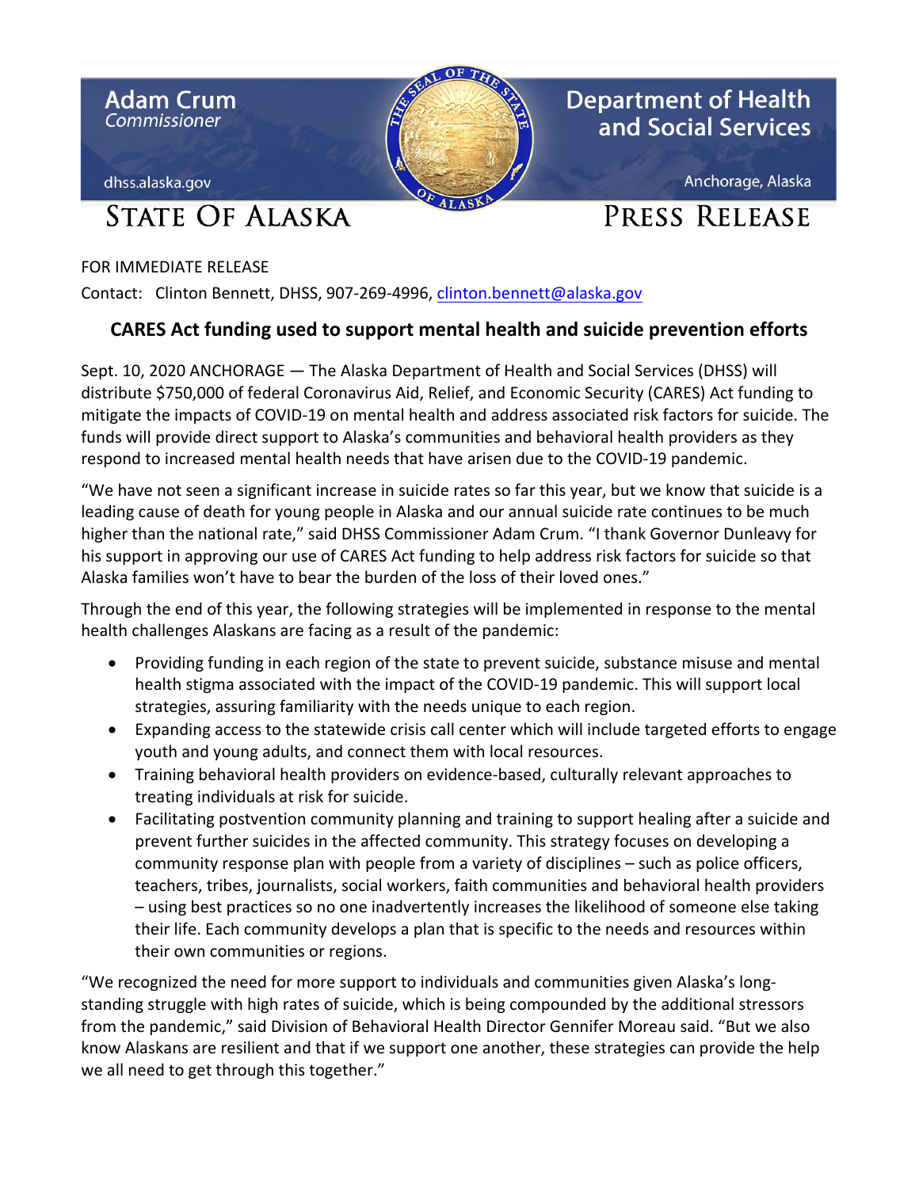Adam Crum
*Commissioner*

dhss.alaska.gov

**Department of Health and Social Services**

Anchorage, Alaska

**STATE OF ALASKA**

**PRESS RELEASE**

FOR IMMEDIATE RELEASE

Contact: Clinton Bennett, DHSS, 907-269-4996, clinton.bennett@alaska.gov

## CARES Act funding used to support mental health and suicide prevention efforts

Sept. 10, 2020 ANCHORAGE — The Alaska Department of Health and Social Services (DHSS) will distribute $750,000 of federal Coronavirus Aid, Relief, and Economic Security (CARES) Act funding to mitigate the impacts of COVID-19 on mental health and address associated risk factors for suicide. The funds will provide direct support to Alaska's communities and behavioral health providers as they respond to increased mental health needs that have arisen due to the COVID-19 pandemic.

"We have not seen a significant increase in suicide rates so far this year, but we know that suicide is a leading cause of death for young people in Alaska and our annual suicide rate continues to be much higher than the national rate," said DHSS Commissioner Adam Crum. "I thank Governor Dunleavy for his support in approving our use of CARES Act funding to help address risk factors for suicide so that Alaska families won't have to bear the burden of the loss of their loved ones."

Through the end of this year, the following strategies will be implemented in response to the mental health challenges Alaskans are facing as a result of the pandemic:

- Providing funding in each region of the state to prevent suicide, substance misuse and mental health stigma associated with the impact of the COVID-19 pandemic. This will support local strategies, assuring familiarity with the needs unique to each region.
- Expanding access to the statewide crisis call center which will include targeted efforts to engage youth and young adults, and connect them with local resources.
- Training behavioral health providers on evidence-based, culturally relevant approaches to treating individuals at risk for suicide.
- Facilitating postvention community planning and training to support healing after a suicide and prevent further suicides in the affected community. This strategy focuses on developing a community response plan with people from a variety of disciplines – such as police officers, teachers, tribes, journalists, social workers, faith communities and behavioral health providers – using best practices so no one inadvertently increases the likelihood of someone else taking their life. Each community develops a plan that is specific to the needs and resources within their own communities or regions.

"We recognized the need for more support to individuals and communities given Alaska's long-standing struggle with high rates of suicide, which is being compounded by the additional stressors from the pandemic," said Division of Behavioral Health Director Gennifer Moreau said. "But we also know Alaskans are resilient and that if we support one another, these strategies can provide the help we all need to get through this together."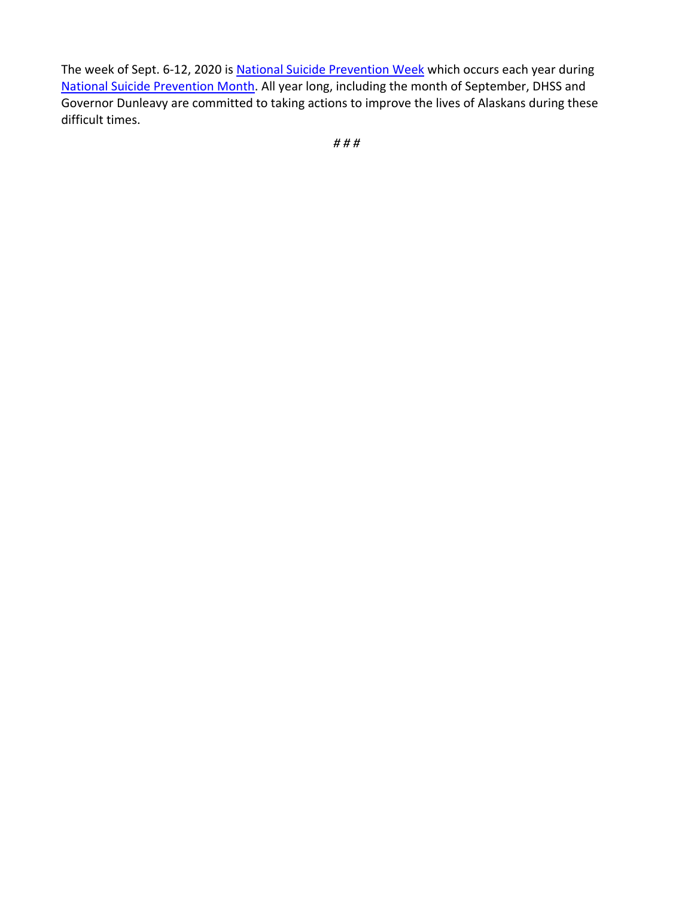The week of Sept. 6-12, 2020 is National Suicide Prevention Week which occurs each year during National Suicide Prevention Month. All year long, including the month of September, DHSS and Governor Dunleavy are committed to taking actions to improve the lives of Alaskans during these difficult times.

# # #